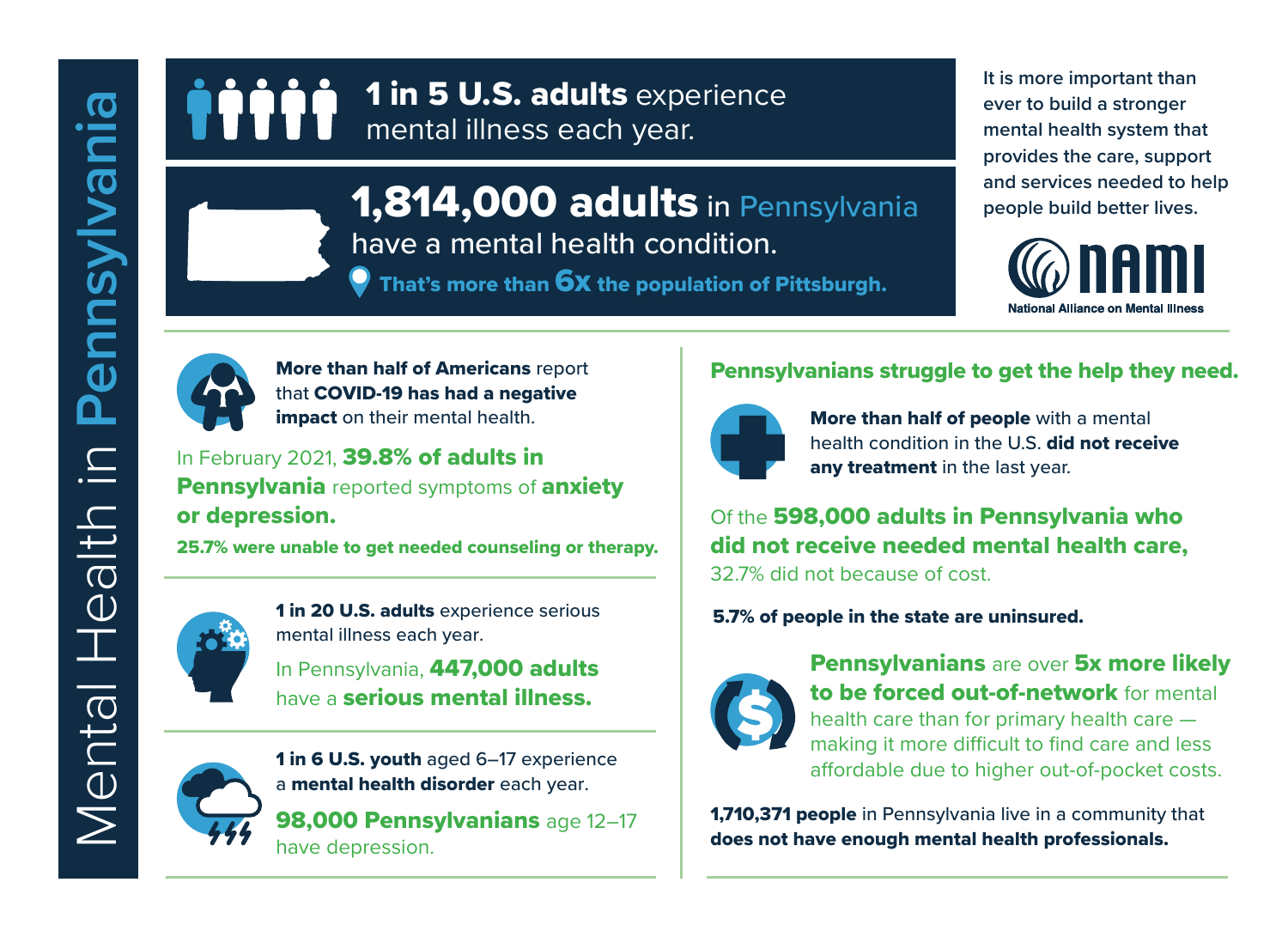# Mental Health in Pennsylvania

**1 in 5 U.S. adults** experience mental illness each year.

**1,814,000 adults** in Pennsylvania have a mental health condition.

**That's more than 6x the population of Pittsburgh.**

It is more important than ever to build a stronger mental health system that provides the care, support and services needed to help people build better lives.

NAMI – National Alliance on Mental Illness

---

**More than half of Americans** report that **COVID-19 has had a negative impact** on their mental health.

In February 2021, **39.8% of adults in Pennsylvania** reported symptoms of **anxiety or depression.**

**25.7% were unable to get needed counseling or therapy.**

---

**1 in 20 U.S. adults** experience serious mental illness each year.

In Pennsylvania, **447,000 adults** have a **serious mental illness.**

---

**1 in 6 U.S. youth** aged 6–17 experience a **mental health disorder** each year.

**98,000 Pennsylvanians** age 12–17 have depression.

---

## Pennsylvanians struggle to get the help they need.

**More than half of people** with a mental health condition in the U.S. **did not receive any treatment** in the last year.

Of the **598,000 adults in Pennsylvania who did not receive needed mental health care,** 32.7% did not because of cost.

**5.7% of people in the state are uninsured.**

**Pennsylvanians** are over **5x more likely to be forced out-of-network** for mental health care than for primary health care — making it more difficult to find care and less affordable due to higher out-of-pocket costs.

**1,710,371 people** in Pennsylvania live in a community that **does not have enough mental health professionals.**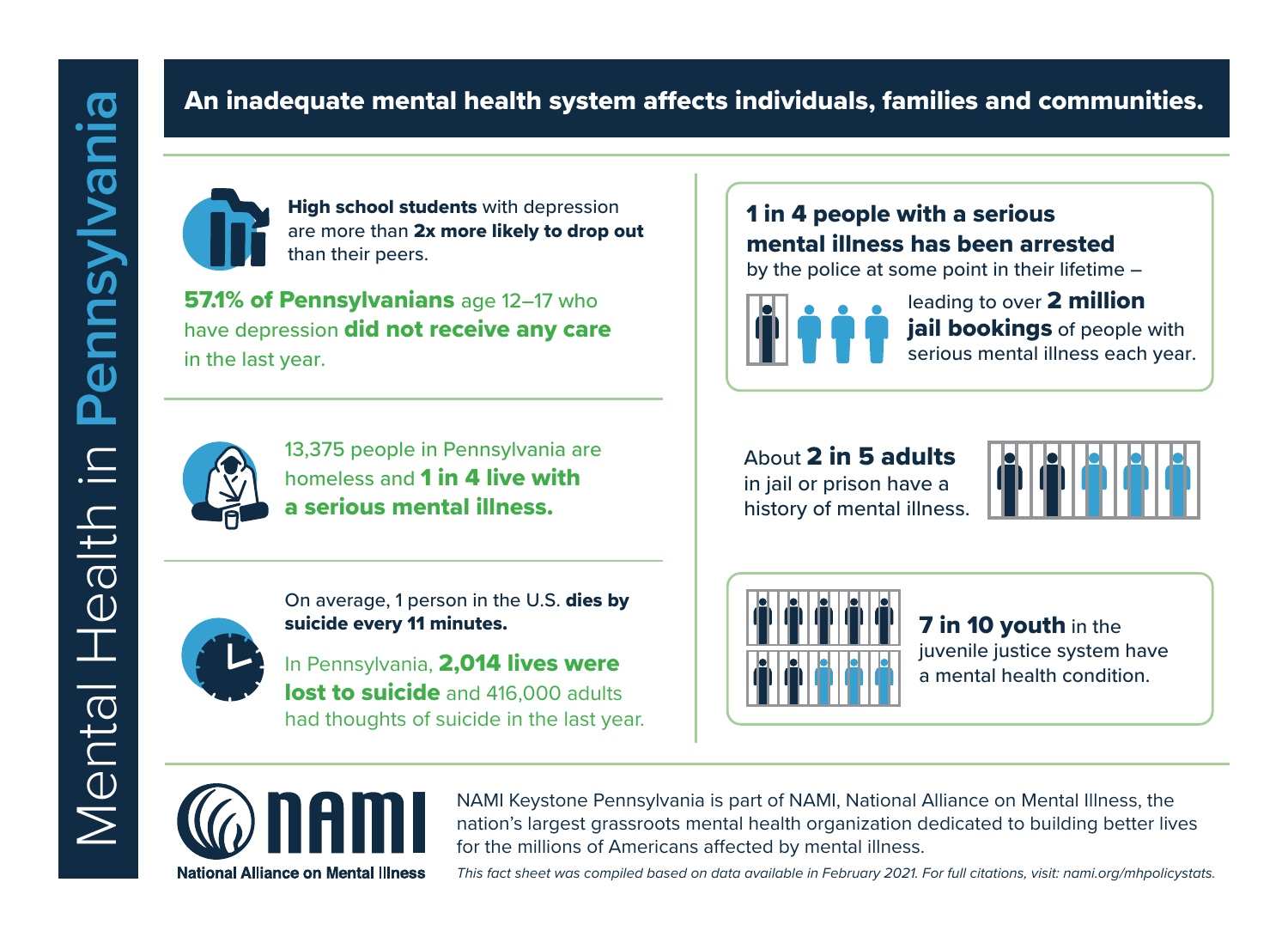# Mental Health in Pennsylvania

## An inadequate mental health system affects individuals, families and communities.

**High school students** with depression are more than **2x more likely to drop out** than their peers.

**57.1% of Pennsylvanians** age 12–17 who have depression **did not receive any care** in the last year.

13,375 people in Pennsylvania are homeless and **1 in 4 live with a serious mental illness.**

On average, 1 person in the U.S. **dies by suicide every 11 minutes.**

In Pennsylvania, **2,014 lives were lost to suicide** and 416,000 adults had thoughts of suicide in the last year.

**1 in 4 people with a serious mental illness has been arrested** by the police at some point in their lifetime – leading to over **2 million jail bookings** of people with serious mental illness each year.

About **2 in 5 adults** in jail or prison have a history of mental illness.

**7 in 10 youth** in the juvenile justice system have a mental health condition.

**NAMI**
National Alliance on Mental Illness

NAMI Keystone Pennsylvania is part of NAMI, National Alliance on Mental Illness, the nation's largest grassroots mental health organization dedicated to building better lives for the millions of Americans affected by mental illness.

*This fact sheet was compiled based on data available in February 2021. For full citations, visit: nami.org/mhpolicystats.*